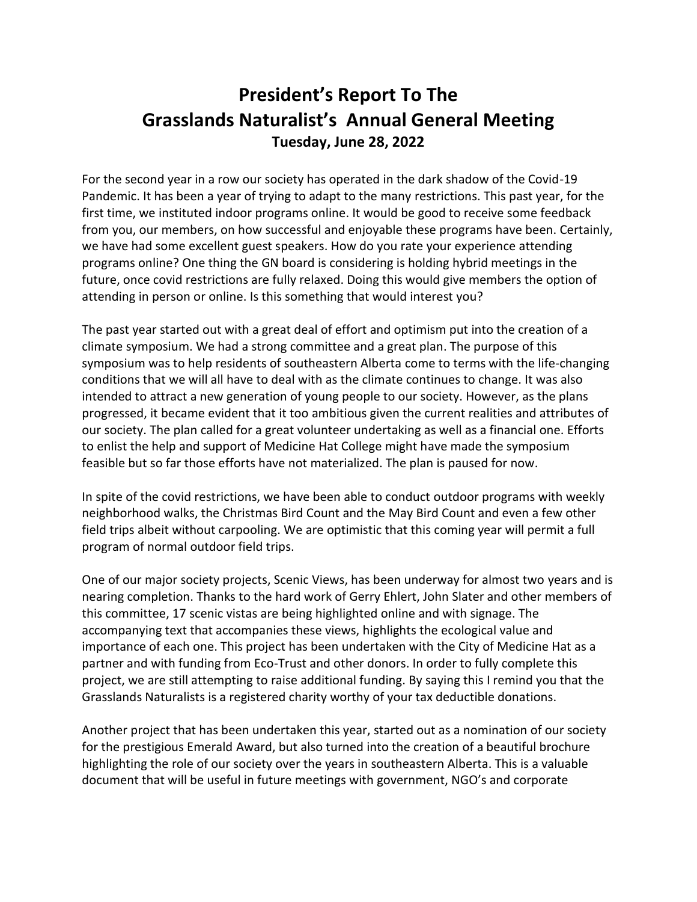# President's Report To The Grasslands Naturalist's Annual General Meeting

### Tuesday, June 28, 2022

For the second year in a row our society has operated in the dark shadow of the Covid-19 Pandemic. It has been a year of trying to adapt to the many restrictions. This past year, for the first time, we instituted indoor programs online. It would be good to receive some feedback from you, our members, on how successful and enjoyable these programs have been. Certainly, we have had some excellent guest speakers. How do you rate your experience attending programs online? One thing the GN board is considering is holding hybrid meetings in the future, once covid restrictions are fully relaxed. Doing this would give members the option of attending in person or online. Is this something that would interest you?

The past year started out with a great deal of effort and optimism put into the creation of a climate symposium. We had a strong committee and a great plan. The purpose of this symposium was to help residents of southeastern Alberta come to terms with the life-changing conditions that we will all have to deal with as the climate continues to change. It was also intended to attract a new generation of young people to our society. However, as the plans progressed, it became evident that it too ambitious given the current realities and attributes of our society. The plan called for a great volunteer undertaking as well as a financial one. Efforts to enlist the help and support of Medicine Hat College might have made the symposium feasible but so far those efforts have not materialized. The plan is paused for now.

In spite of the covid restrictions, we have been able to conduct outdoor programs with weekly neighborhood walks, the Christmas Bird Count and the May Bird Count and even a few other field trips albeit without carpooling. We are optimistic that this coming year will permit a full program of normal outdoor field trips.

One of our major society projects, Scenic Views, has been underway for almost two years and is nearing completion. Thanks to the hard work of Gerry Ehlert, John Slater and other members of this committee, 17 scenic vistas are being highlighted online and with signage. The accompanying text that accompanies these views, highlights the ecological value and importance of each one. This project has been undertaken with the City of Medicine Hat as a partner and with funding from Eco-Trust and other donors. In order to fully complete this project, we are still attempting to raise additional funding. By saying this I remind you that the Grasslands Naturalists is a registered charity worthy of your tax deductible donations.

Another project that has been undertaken this year, started out as a nomination of our society for the prestigious Emerald Award, but also turned into the creation of a beautiful brochure highlighting the role of our society over the years in southeastern Alberta. This is a valuable document that will be useful in future meetings with government, NGO's and corporate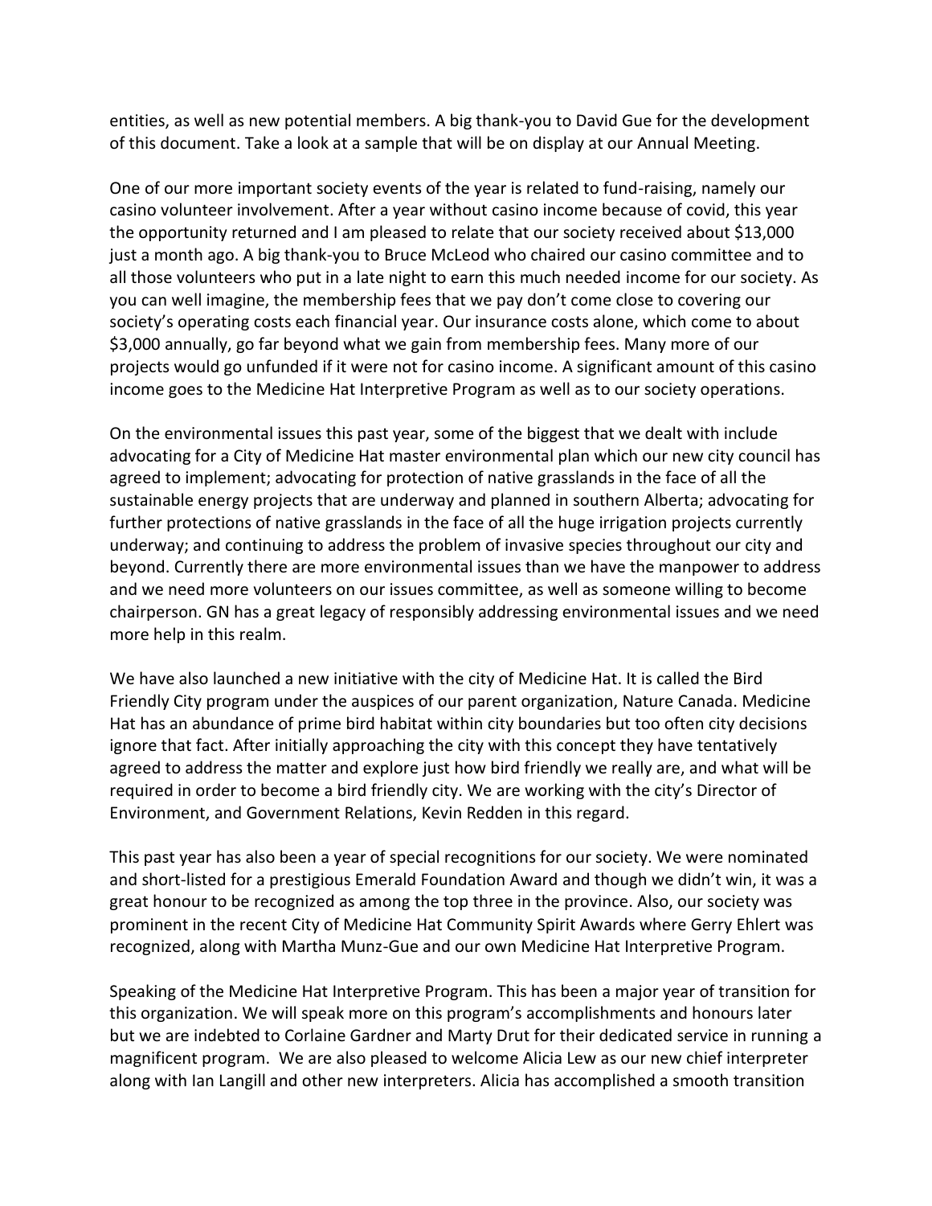entities, as well as new potential members. A big thank-you to David Gue for the development of this document. Take a look at a sample that will be on display at our Annual Meeting.

One of our more important society events of the year is related to fund-raising, namely our casino volunteer involvement. After a year without casino income because of covid, this year the opportunity returned and I am pleased to relate that our society received about $13,000 just a month ago. A big thank-you to Bruce McLeod who chaired our casino committee and to all those volunteers who put in a late night to earn this much needed income for our society. As you can well imagine, the membership fees that we pay don't come close to covering our society's operating costs each financial year. Our insurance costs alone, which come to about $3,000 annually, go far beyond what we gain from membership fees. Many more of our projects would go unfunded if it were not for casino income. A significant amount of this casino income goes to the Medicine Hat Interpretive Program as well as to our society operations.

On the environmental issues this past year, some of the biggest that we dealt with include advocating for a City of Medicine Hat master environmental plan which our new city council has agreed to implement; advocating for protection of native grasslands in the face of all the sustainable energy projects that are underway and planned in southern Alberta; advocating for further protections of native grasslands in the face of all the huge irrigation projects currently underway; and continuing to address the problem of invasive species throughout our city and beyond. Currently there are more environmental issues than we have the manpower to address and we need more volunteers on our issues committee, as well as someone willing to become chairperson. GN has a great legacy of responsibly addressing environmental issues and we need more help in this realm.

We have also launched a new initiative with the city of Medicine Hat. It is called the Bird Friendly City program under the auspices of our parent organization, Nature Canada. Medicine Hat has an abundance of prime bird habitat within city boundaries but too often city decisions ignore that fact. After initially approaching the city with this concept they have tentatively agreed to address the matter and explore just how bird friendly we really are, and what will be required in order to become a bird friendly city. We are working with the city's Director of Environment, and Government Relations, Kevin Redden in this regard.

This past year has also been a year of special recognitions for our society. We were nominated and short-listed for a prestigious Emerald Foundation Award and though we didn't win, it was a great honour to be recognized as among the top three in the province. Also, our society was prominent in the recent City of Medicine Hat Community Spirit Awards where Gerry Ehlert was recognized, along with Martha Munz-Gue and our own Medicine Hat Interpretive Program.

Speaking of the Medicine Hat Interpretive Program. This has been a major year of transition for this organization. We will speak more on this program's accomplishments and honours later but we are indebted to Corlaine Gardner and Marty Drut for their dedicated service in running a magnificent program. We are also pleased to welcome Alicia Lew as our new chief interpreter along with Ian Langill and other new interpreters. Alicia has accomplished a smooth transition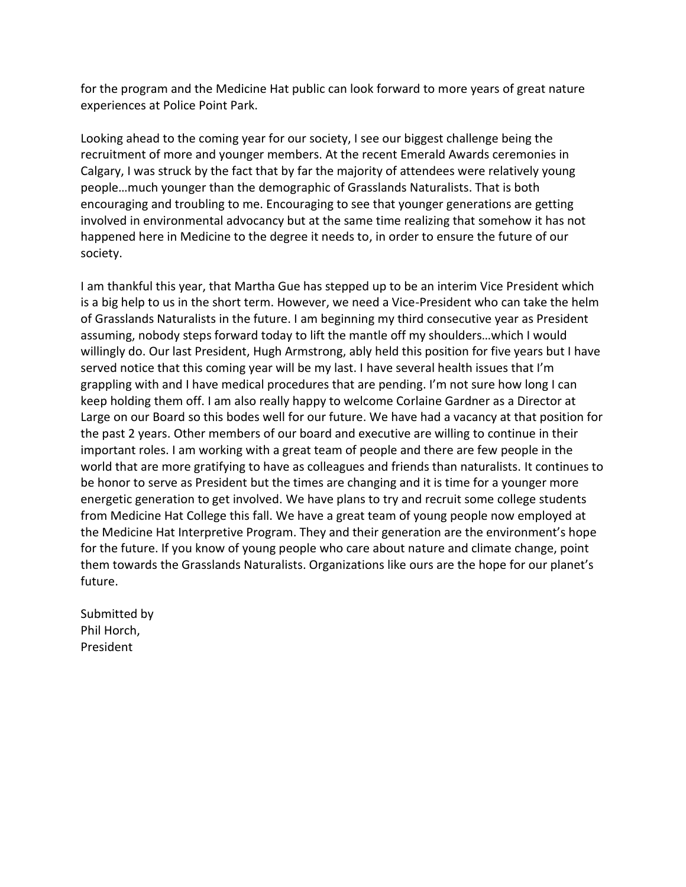for the program and the Medicine Hat public can look forward to more years of great nature experiences at Police Point Park.

Looking ahead to the coming year for our society, I see our biggest challenge being the recruitment of more and younger members. At the recent Emerald Awards ceremonies in Calgary, I was struck by the fact that by far the majority of attendees were relatively young people…much younger than the demographic of Grasslands Naturalists. That is both encouraging and troubling to me. Encouraging to see that younger generations are getting involved in environmental advocacy but at the same time realizing that somehow it has not happened here in Medicine to the degree it needs to, in order to ensure the future of our society.

I am thankful this year, that Martha Gue has stepped up to be an interim Vice President which is a big help to us in the short term. However, we need a Vice-President who can take the helm of Grasslands Naturalists in the future. I am beginning my third consecutive year as President assuming, nobody steps forward today to lift the mantle off my shoulders…which I would willingly do. Our last President, Hugh Armstrong, ably held this position for five years but I have served notice that this coming year will be my last. I have several health issues that I'm grappling with and I have medical procedures that are pending. I'm not sure how long I can keep holding them off. I am also really happy to welcome Corlaine Gardner as a Director at Large on our Board so this bodes well for our future. We have had a vacancy at that position for the past 2 years. Other members of our board and executive are willing to continue in their important roles. I am working with a great team of people and there are few people in the world that are more gratifying to have as colleagues and friends than naturalists. It continues to be honor to serve as President but the times are changing and it is time for a younger more energetic generation to get involved. We have plans to try and recruit some college students from Medicine Hat College this fall. We have a great team of young people now employed at the Medicine Hat Interpretive Program. They and their generation are the environment's hope for the future. If you know of young people who care about nature and climate change, point them towards the Grasslands Naturalists. Organizations like ours are the hope for our planet's future.

Submitted by
Phil Horch,
President